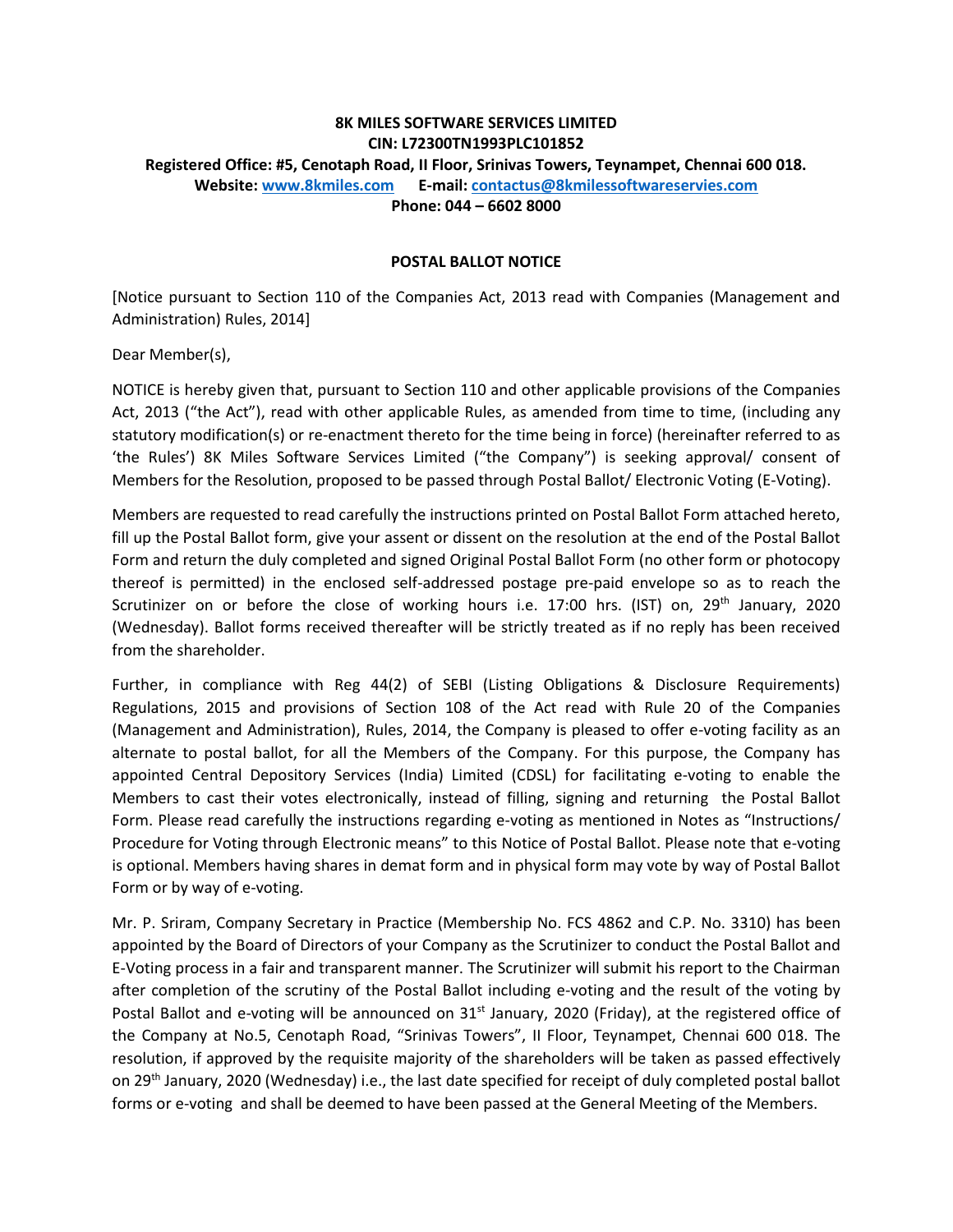**8K MILES SOFTWARE SERVICES LIMITED**
**CIN: L72300TN1993PLC101852**
**Registered Office: #5, Cenotaph Road, II Floor, Srinivas Towers, Teynampet, Chennai 600 018.**
**Website: www.8kmiles.com E-mail: contactus@8kmilessoftwareservies.com**
**Phone: 044 – 6602 8000**

## POSTAL BALLOT NOTICE

[Notice pursuant to Section 110 of the Companies Act, 2013 read with Companies (Management and Administration) Rules, 2014]

Dear Member(s),

NOTICE is hereby given that, pursuant to Section 110 and other applicable provisions of the Companies Act, 2013 ("the Act"), read with other applicable Rules, as amended from time to time, (including any statutory modification(s) or re-enactment thereto for the time being in force) (hereinafter referred to as 'the Rules') 8K Miles Software Services Limited ("the Company") is seeking approval/ consent of Members for the Resolution, proposed to be passed through Postal Ballot/ Electronic Voting (E-Voting).

Members are requested to read carefully the instructions printed on Postal Ballot Form attached hereto, fill up the Postal Ballot form, give your assent or dissent on the resolution at the end of the Postal Ballot Form and return the duly completed and signed Original Postal Ballot Form (no other form or photocopy thereof is permitted) in the enclosed self-addressed postage pre-paid envelope so as to reach the Scrutinizer on or before the close of working hours i.e. 17:00 hrs. (IST) on, 29th January, 2020 (Wednesday). Ballot forms received thereafter will be strictly treated as if no reply has been received from the shareholder.

Further, in compliance with Reg 44(2) of SEBI (Listing Obligations & Disclosure Requirements) Regulations, 2015 and provisions of Section 108 of the Act read with Rule 20 of the Companies (Management and Administration), Rules, 2014, the Company is pleased to offer e-voting facility as an alternate to postal ballot, for all the Members of the Company. For this purpose, the Company has appointed Central Depository Services (India) Limited (CDSL) for facilitating e-voting to enable the Members to cast their votes electronically, instead of filling, signing and returning the Postal Ballot Form. Please read carefully the instructions regarding e-voting as mentioned in Notes as "Instructions/ Procedure for Voting through Electronic means" to this Notice of Postal Ballot. Please note that e-voting is optional. Members having shares in demat form and in physical form may vote by way of Postal Ballot Form or by way of e-voting.

Mr. P. Sriram, Company Secretary in Practice (Membership No. FCS 4862 and C.P. No. 3310) has been appointed by the Board of Directors of your Company as the Scrutinizer to conduct the Postal Ballot and E-Voting process in a fair and transparent manner. The Scrutinizer will submit his report to the Chairman after completion of the scrutiny of the Postal Ballot including e-voting and the result of the voting by Postal Ballot and e-voting will be announced on 31st January, 2020 (Friday), at the registered office of the Company at No.5, Cenotaph Road, "Srinivas Towers", II Floor, Teynampet, Chennai 600 018. The resolution, if approved by the requisite majority of the shareholders will be taken as passed effectively on 29th January, 2020 (Wednesday) i.e., the last date specified for receipt of duly completed postal ballot forms or e-voting and shall be deemed to have been passed at the General Meeting of the Members.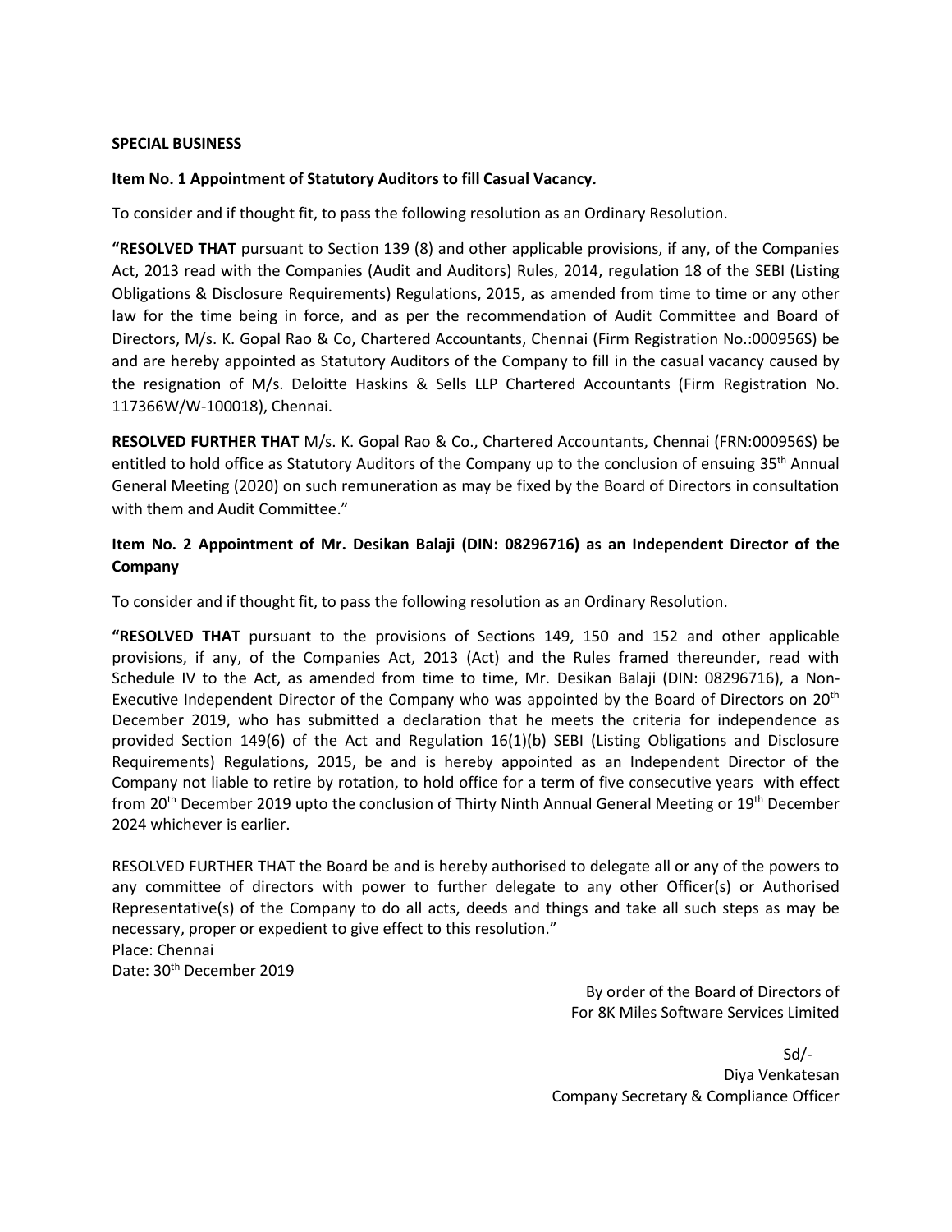**SPECIAL BUSINESS**

**Item No. 1 Appointment of Statutory Auditors to fill Casual Vacancy.**

To consider and if thought fit, to pass the following resolution as an Ordinary Resolution.

**"RESOLVED THAT** pursuant to Section 139 (8) and other applicable provisions, if any, of the Companies Act, 2013 read with the Companies (Audit and Auditors) Rules, 2014, regulation 18 of the SEBI (Listing Obligations & Disclosure Requirements) Regulations, 2015, as amended from time to time or any other law for the time being in force, and as per the recommendation of Audit Committee and Board of Directors, M/s. K. Gopal Rao & Co, Chartered Accountants, Chennai (Firm Registration No.:000956S) be and are hereby appointed as Statutory Auditors of the Company to fill in the casual vacancy caused by the resignation of M/s. Deloitte Haskins & Sells LLP Chartered Accountants (Firm Registration No. 117366W/W-100018), Chennai.

**RESOLVED FURTHER THAT** M/s. K. Gopal Rao & Co., Chartered Accountants, Chennai (FRN:000956S) be entitled to hold office as Statutory Auditors of the Company up to the conclusion of ensuing 35th Annual General Meeting (2020) on such remuneration as may be fixed by the Board of Directors in consultation with them and Audit Committee."

**Item No. 2 Appointment of Mr. Desikan Balaji (DIN: 08296716) as an Independent Director of the Company**

To consider and if thought fit, to pass the following resolution as an Ordinary Resolution.

**"RESOLVED THAT** pursuant to the provisions of Sections 149, 150 and 152 and other applicable provisions, if any, of the Companies Act, 2013 (Act) and the Rules framed thereunder, read with Schedule IV to the Act, as amended from time to time, Mr. Desikan Balaji (DIN: 08296716), a Non-Executive Independent Director of the Company who was appointed by the Board of Directors on 20th December 2019, who has submitted a declaration that he meets the criteria for independence as provided Section 149(6) of the Act and Regulation 16(1)(b) SEBI (Listing Obligations and Disclosure Requirements) Regulations, 2015, be and is hereby appointed as an Independent Director of the Company not liable to retire by rotation, to hold office for a term of five consecutive years with effect from 20th December 2019 upto the conclusion of Thirty Ninth Annual General Meeting or 19th December 2024 whichever is earlier.

RESOLVED FURTHER THAT the Board be and is hereby authorised to delegate all or any of the powers to any committee of directors with power to further delegate to any other Officer(s) or Authorised Representative(s) of the Company to do all acts, deeds and things and take all such steps as may be necessary, proper or expedient to give effect to this resolution."

Place: Chennai
Date: 30th December 2019

By order of the Board of Directors of
For 8K Miles Software Services Limited

Sd/-
Diya Venkatesan
Company Secretary & Compliance Officer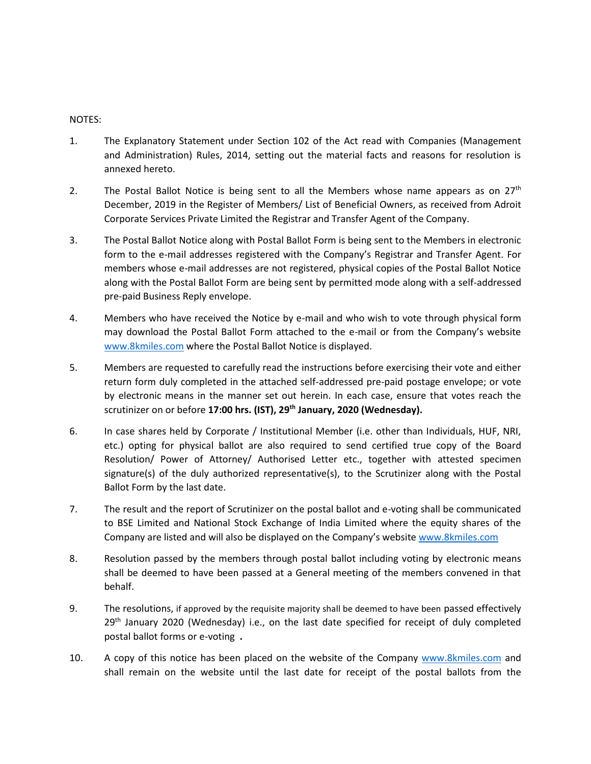NOTES:

1. The Explanatory Statement under Section 102 of the Act read with Companies (Management and Administration) Rules, 2014, setting out the material facts and reasons for resolution is annexed hereto.

2. The Postal Ballot Notice is being sent to all the Members whose name appears as on 27th December, 2019 in the Register of Members/ List of Beneficial Owners, as received from Adroit Corporate Services Private Limited the Registrar and Transfer Agent of the Company.

3. The Postal Ballot Notice along with Postal Ballot Form is being sent to the Members in electronic form to the e-mail addresses registered with the Company's Registrar and Transfer Agent. For members whose e-mail addresses are not registered, physical copies of the Postal Ballot Notice along with the Postal Ballot Form are being sent by permitted mode along with a self-addressed pre-paid Business Reply envelope.

4. Members who have received the Notice by e-mail and who wish to vote through physical form may download the Postal Ballot Form attached to the e-mail or from the Company's website www.8kmiles.com where the Postal Ballot Notice is displayed.

5. Members are requested to carefully read the instructions before exercising their vote and either return form duly completed in the attached self-addressed pre-paid postage envelope; or vote by electronic means in the manner set out herein. In each case, ensure that votes reach the scrutinizer on or before **17:00 hrs. (IST), 29th January, 2020 (Wednesday).**

6. In case shares held by Corporate / Institutional Member (i.e. other than Individuals, HUF, NRI, etc.) opting for physical ballot are also required to send certified true copy of the Board Resolution/ Power of Attorney/ Authorised Letter etc., together with attested specimen signature(s) of the duly authorized representative(s), to the Scrutinizer along with the Postal Ballot Form by the last date.

7. The result and the report of Scrutinizer on the postal ballot and e-voting shall be communicated to BSE Limited and National Stock Exchange of India Limited where the equity shares of the Company are listed and will also be displayed on the Company's website www.8kmiles.com

8. Resolution passed by the members through postal ballot including voting by electronic means shall be deemed to have been passed at a General meeting of the members convened in that behalf.

9. The resolutions, if approved by the requisite majority shall be deemed to have been passed effectively 29th January 2020 (Wednesday) i.e., on the last date specified for receipt of duly completed postal ballot forms or e-voting .

10. A copy of this notice has been placed on the website of the Company www.8kmiles.com and shall remain on the website until the last date for receipt of the postal ballots from the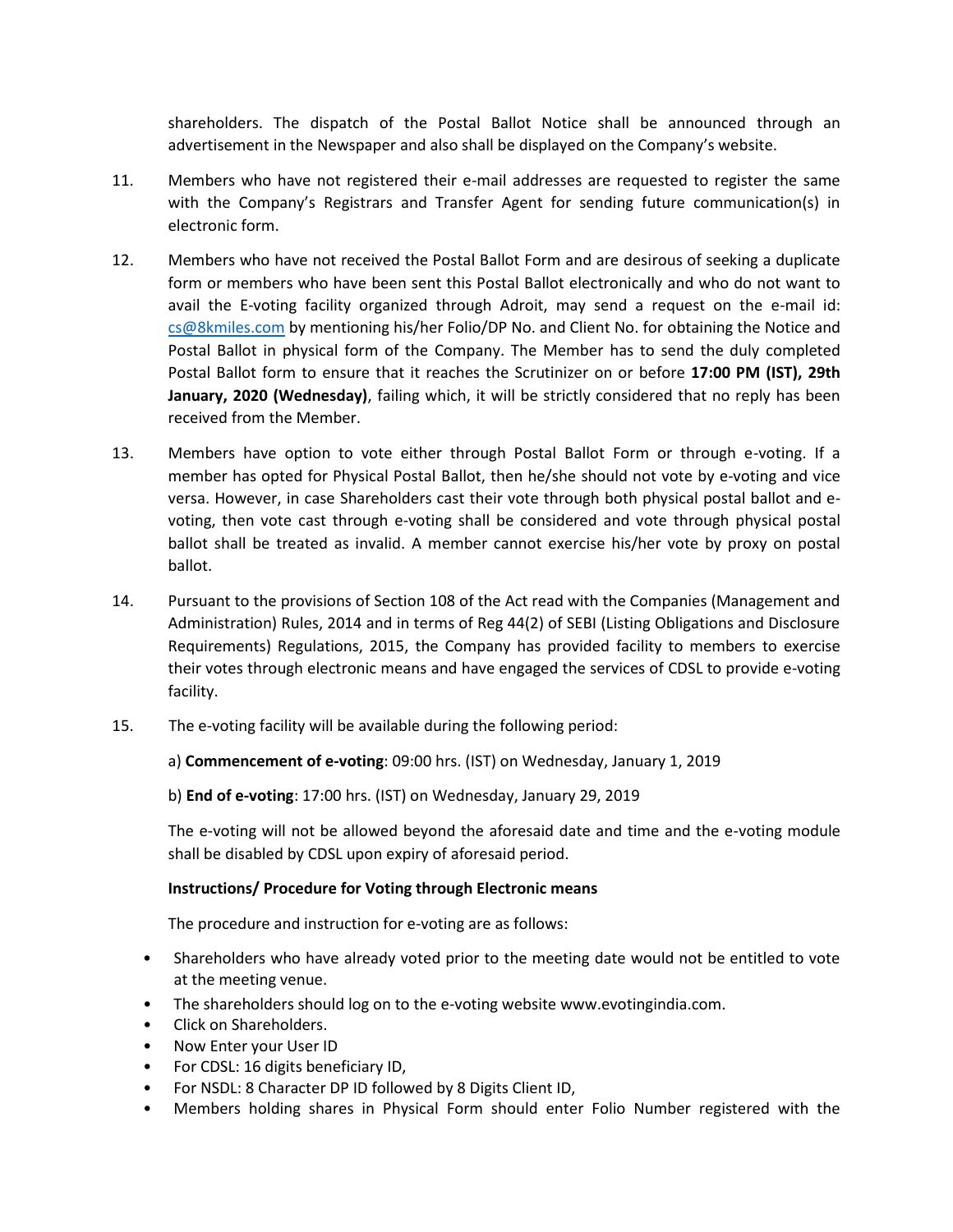shareholders. The dispatch of the Postal Ballot Notice shall be announced through an advertisement in the Newspaper and also shall be displayed on the Company's website.

11. Members who have not registered their e-mail addresses are requested to register the same with the Company's Registrars and Transfer Agent for sending future communication(s) in electronic form.

12. Members who have not received the Postal Ballot Form and are desirous of seeking a duplicate form or members who have been sent this Postal Ballot electronically and who do not want to avail the E-voting facility organized through Adroit, may send a request on the e-mail id: cs@8kmiles.com by mentioning his/her Folio/DP No. and Client No. for obtaining the Notice and Postal Ballot in physical form of the Company. The Member has to send the duly completed Postal Ballot form to ensure that it reaches the Scrutinizer on or before **17:00 PM (IST), 29th January, 2020 (Wednesday)**, failing which, it will be strictly considered that no reply has been received from the Member.

13. Members have option to vote either through Postal Ballot Form or through e-voting. If a member has opted for Physical Postal Ballot, then he/she should not vote by e-voting and vice versa. However, in case Shareholders cast their vote through both physical postal ballot and e-voting, then vote cast through e-voting shall be considered and vote through physical postal ballot shall be treated as invalid. A member cannot exercise his/her vote by proxy on postal ballot.

14. Pursuant to the provisions of Section 108 of the Act read with the Companies (Management and Administration) Rules, 2014 and in terms of Reg 44(2) of SEBI (Listing Obligations and Disclosure Requirements) Regulations, 2015, the Company has provided facility to members to exercise their votes through electronic means and have engaged the services of CDSL to provide e-voting facility.

15. The e-voting facility will be available during the following period:

    a) **Commencement of e-voting**: 09:00 hrs. (IST) on Wednesday, January 1, 2019

    b) **End of e-voting**: 17:00 hrs. (IST) on Wednesday, January 29, 2019

    The e-voting will not be allowed beyond the aforesaid date and time and the e-voting module shall be disabled by CDSL upon expiry of aforesaid period.

    **Instructions/ Procedure for Voting through Electronic means**

    The procedure and instruction for e-voting are as follows:

- Shareholders who have already voted prior to the meeting date would not be entitled to vote at the meeting venue.
- The shareholders should log on to the e-voting website www.evotingindia.com.
- Click on Shareholders.
- Now Enter your User ID
- For CDSL: 16 digits beneficiary ID,
- For NSDL: 8 Character DP ID followed by 8 Digits Client ID,
- Members holding shares in Physical Form should enter Folio Number registered with the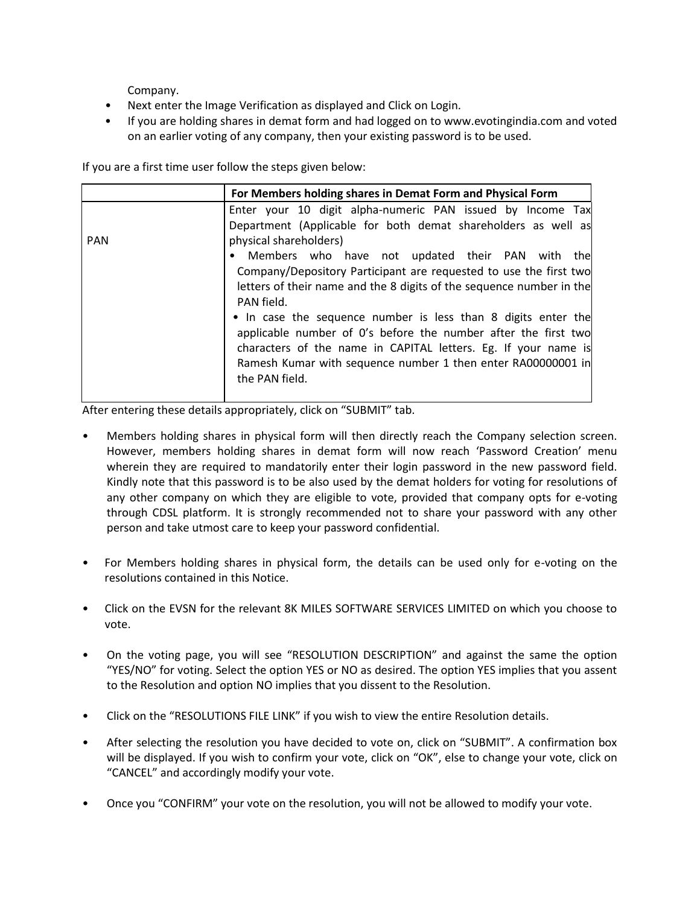Company.

- Next enter the Image Verification as displayed and Click on Login.
- If you are holding shares in demat form and had logged on to www.evotingindia.com and voted on an earlier voting of any company, then your existing password is to be used.

If you are a first time user follow the steps given below:

| | For Members holding shares in Demat Form and Physical Form |
|---|---|
| PAN | Enter your 10 digit alpha-numeric PAN issued by Income Tax Department (Applicable for both demat shareholders as well as physical shareholders)<br>• Members who have not updated their PAN with the Company/Depository Participant are requested to use the first two letters of their name and the 8 digits of the sequence number in the PAN field.<br>• In case the sequence number is less than 8 digits enter the applicable number of 0's before the number after the first two characters of the name in CAPITAL letters. Eg. If your name is Ramesh Kumar with sequence number 1 then enter RA00000001 in the PAN field. |

After entering these details appropriately, click on "SUBMIT" tab.

- Members holding shares in physical form will then directly reach the Company selection screen. However, members holding shares in demat form will now reach 'Password Creation' menu wherein they are required to mandatorily enter their login password in the new password field. Kindly note that this password is to be also used by the demat holders for voting for resolutions of any other company on which they are eligible to vote, provided that company opts for e-voting through CDSL platform. It is strongly recommended not to share your password with any other person and take utmost care to keep your password confidential.

- For Members holding shares in physical form, the details can be used only for e-voting on the resolutions contained in this Notice.

- Click on the EVSN for the relevant 8K MILES SOFTWARE SERVICES LIMITED on which you choose to vote.

- On the voting page, you will see "RESOLUTION DESCRIPTION" and against the same the option "YES/NO" for voting. Select the option YES or NO as desired. The option YES implies that you assent to the Resolution and option NO implies that you dissent to the Resolution.

- Click on the "RESOLUTIONS FILE LINK" if you wish to view the entire Resolution details.

- After selecting the resolution you have decided to vote on, click on "SUBMIT". A confirmation box will be displayed. If you wish to confirm your vote, click on "OK", else to change your vote, click on "CANCEL" and accordingly modify your vote.

- Once you "CONFIRM" your vote on the resolution, you will not be allowed to modify your vote.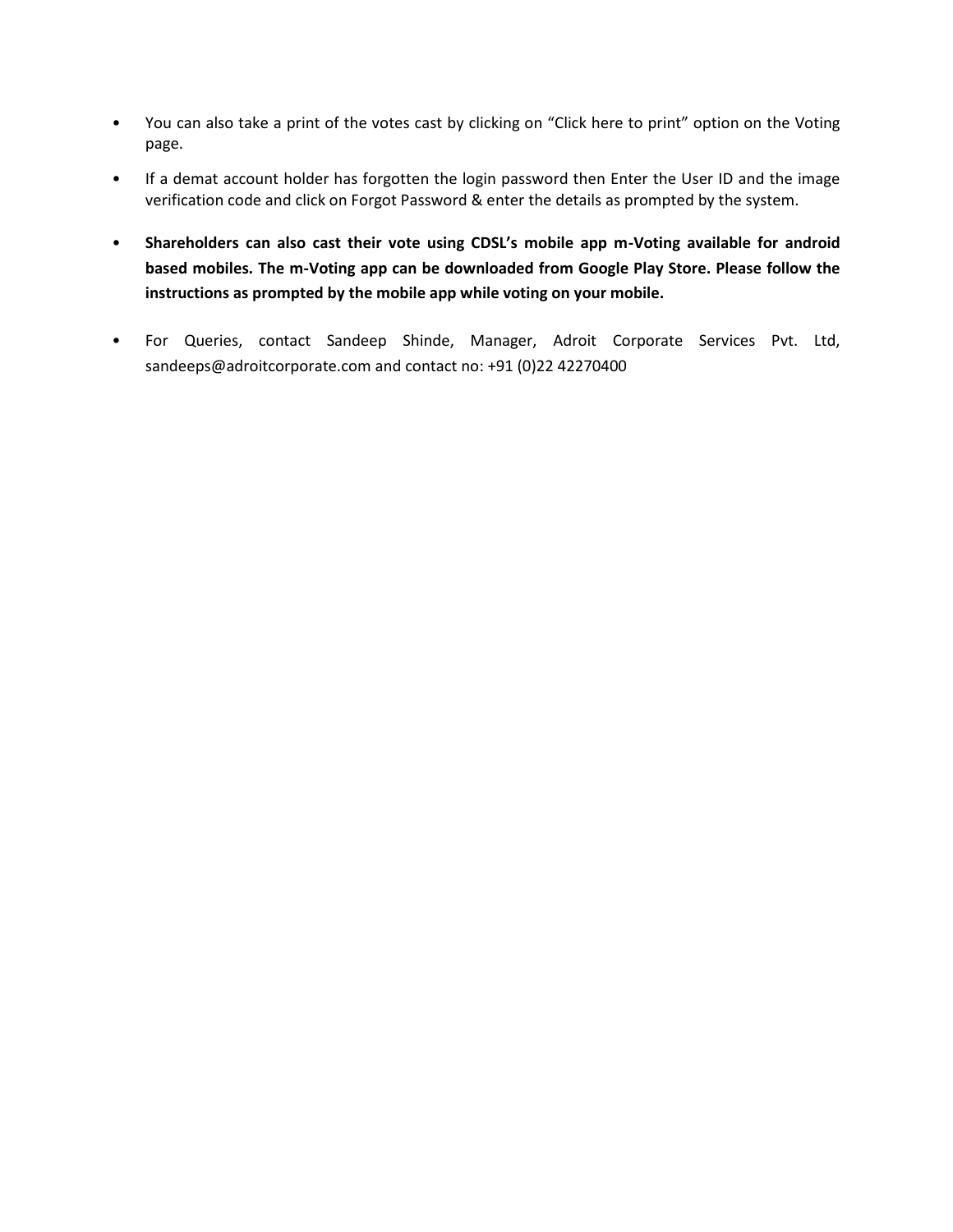- You can also take a print of the votes cast by clicking on “Click here to print” option on the Voting page.
- If a demat account holder has forgotten the login password then Enter the User ID and the image verification code and click on Forgot Password & enter the details as prompted by the system.
- **Shareholders can also cast their vote using CDSL’s mobile app m-Voting available for android based mobiles. The m-Voting app can be downloaded from Google Play Store. Please follow the instructions as prompted by the mobile app while voting on your mobile.**
- For Queries, contact Sandeep Shinde, Manager, Adroit Corporate Services Pvt. Ltd, sandeeps@adroitcorporate.com and contact no: +91 (0)22 42270400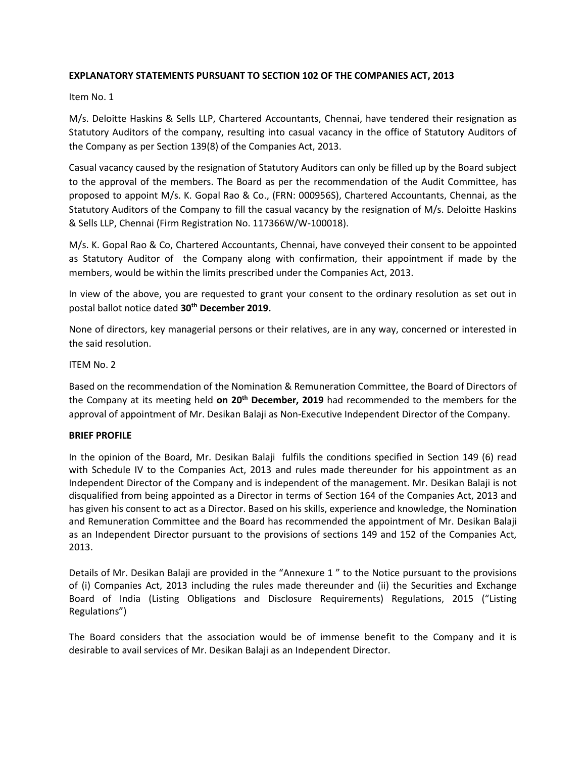**EXPLANATORY STATEMENTS PURSUANT TO SECTION 102 OF THE COMPANIES ACT, 2013**

Item No. 1

M/s. Deloitte Haskins & Sells LLP, Chartered Accountants, Chennai, have tendered their resignation as Statutory Auditors of the company, resulting into casual vacancy in the office of Statutory Auditors of the Company as per Section 139(8) of the Companies Act, 2013.

Casual vacancy caused by the resignation of Statutory Auditors can only be filled up by the Board subject to the approval of the members. The Board as per the recommendation of the Audit Committee, has proposed to appoint M/s. K. Gopal Rao & Co., (FRN: 000956S), Chartered Accountants, Chennai, as the Statutory Auditors of the Company to fill the casual vacancy by the resignation of M/s. Deloitte Haskins & Sells LLP, Chennai (Firm Registration No. 117366W/W-100018).

M/s. K. Gopal Rao & Co, Chartered Accountants, Chennai, have conveyed their consent to be appointed as Statutory Auditor of the Company along with confirmation, their appointment if made by the members, would be within the limits prescribed under the Companies Act, 2013.

In view of the above, you are requested to grant your consent to the ordinary resolution as set out in postal ballot notice dated **30th December 2019.**

None of directors, key managerial persons or their relatives, are in any way, concerned or interested in the said resolution.

ITEM No. 2

Based on the recommendation of the Nomination & Remuneration Committee, the Board of Directors of the Company at its meeting held **on 20th December, 2019** had recommended to the members for the approval of appointment of Mr. Desikan Balaji as Non-Executive Independent Director of the Company.

**BRIEF PROFILE**

In the opinion of the Board, Mr. Desikan Balaji fulfils the conditions specified in Section 149 (6) read with Schedule IV to the Companies Act, 2013 and rules made thereunder for his appointment as an Independent Director of the Company and is independent of the management. Mr. Desikan Balaji is not disqualified from being appointed as a Director in terms of Section 164 of the Companies Act, 2013 and has given his consent to act as a Director. Based on his skills, experience and knowledge, the Nomination and Remuneration Committee and the Board has recommended the appointment of Mr. Desikan Balaji as an Independent Director pursuant to the provisions of sections 149 and 152 of the Companies Act, 2013.

Details of Mr. Desikan Balaji are provided in the "Annexure 1 " to the Notice pursuant to the provisions of (i) Companies Act, 2013 including the rules made thereunder and (ii) the Securities and Exchange Board of India (Listing Obligations and Disclosure Requirements) Regulations, 2015 ("Listing Regulations")

The Board considers that the association would be of immense benefit to the Company and it is desirable to avail services of Mr. Desikan Balaji as an Independent Director.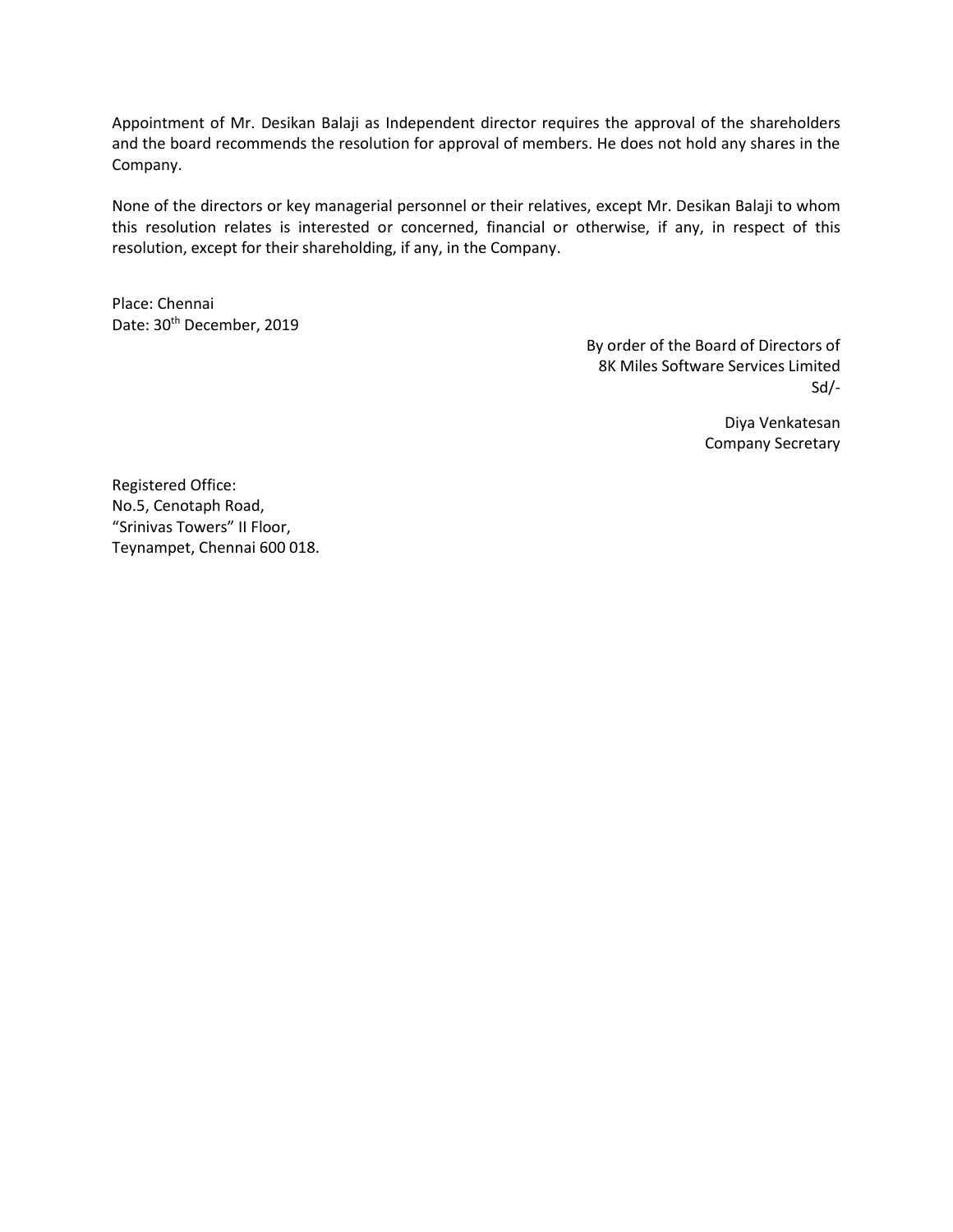Appointment of Mr. Desikan Balaji as Independent director requires the approval of the shareholders and the board recommends the resolution for approval of members. He does not hold any shares in the Company.

None of the directors or key managerial personnel or their relatives, except Mr. Desikan Balaji to whom this resolution relates is interested or concerned, financial or otherwise, if any, in respect of this resolution, except for their shareholding, if any, in the Company.

Place: Chennai
Date: 30th December, 2019

By order of the Board of Directors of
8K Miles Software Services Limited
Sd/-

Diya Venkatesan
Company Secretary

Registered Office:
No.5, Cenotaph Road,
"Srinivas Towers" II Floor,
Teynampet, Chennai 600 018.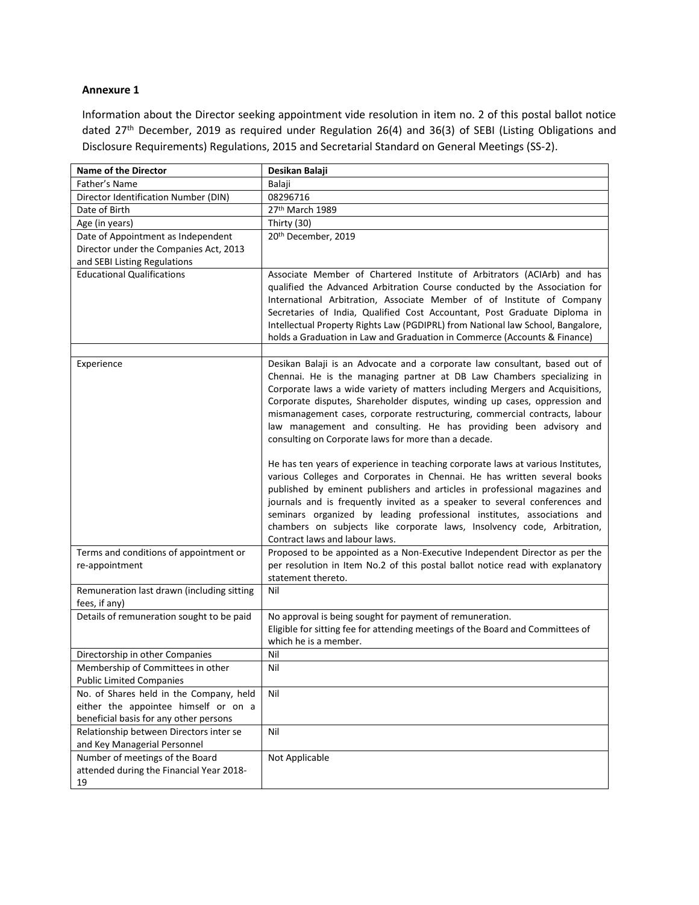**Annexure 1**

Information about the Director seeking appointment vide resolution in item no. 2 of this postal ballot notice dated 27th December, 2019 as required under Regulation 26(4) and 36(3) of SEBI (Listing Obligations and Disclosure Requirements) Regulations, 2015 and Secretarial Standard on General Meetings (SS-2).

| **Name of the Director** | **Desikan Balaji** |
|---|---|
| Father's Name | Balaji |
| Director Identification Number (DIN) | 08296716 |
| Date of Birth | 27th March 1989 |
| Age (in years) | Thirty (30) |
| Date of Appointment as Independent Director under the Companies Act, 2013 and SEBI Listing Regulations | 20th December, 2019 |
| Educational Qualifications | Associate Member of Chartered Institute of Arbitrators (ACIArb) and has qualified the Advanced Arbitration Course conducted by the Association for International Arbitration, Associate Member of of Institute of Company Secretaries of India, Qualified Cost Accountant, Post Graduate Diploma in Intellectual Property Rights Law (PGDIPRL) from National law School, Bangalore, holds a Graduation in Law and Graduation in Commerce (Accounts & Finance) |
| | |
| Experience | Desikan Balaji is an Advocate and a corporate law consultant, based out of Chennai. He is the managing partner at DB Law Chambers specializing in Corporate laws a wide variety of matters including Mergers and Acquisitions, Corporate disputes, Shareholder disputes, winding up cases, oppression and mismanagement cases, corporate restructuring, commercial contracts, labour law management and consulting. He has providing been advisory and consulting on Corporate laws for more than a decade.<br><br>He has ten years of experience in teaching corporate laws at various Institutes, various Colleges and Corporates in Chennai. He has written several books published by eminent publishers and articles in professional magazines and journals and is frequently invited as a speaker to several conferences and seminars organized by leading professional institutes, associations and chambers on subjects like corporate laws, Insolvency code, Arbitration, Contract laws and labour laws. |
| Terms and conditions of appointment or re-appointment | Proposed to be appointed as a Non-Executive Independent Director as per the per resolution in Item No.2 of this postal ballot notice read with explanatory statement thereto. |
| Remuneration last drawn (including sitting fees, if any) | Nil |
| Details of remuneration sought to be paid | No approval is being sought for payment of remuneration.<br>Eligible for sitting fee for attending meetings of the Board and Committees of which he is a member. |
| Directorship in other Companies | Nil |
| Membership of Committees in other Public Limited Companies | Nil |
| No. of Shares held in the Company, held either the appointee himself or on a beneficial basis for any other persons | Nil |
| Relationship between Directors inter se and Key Managerial Personnel | Nil |
| Number of meetings of the Board attended during the Financial Year 2018-19 | Not Applicable |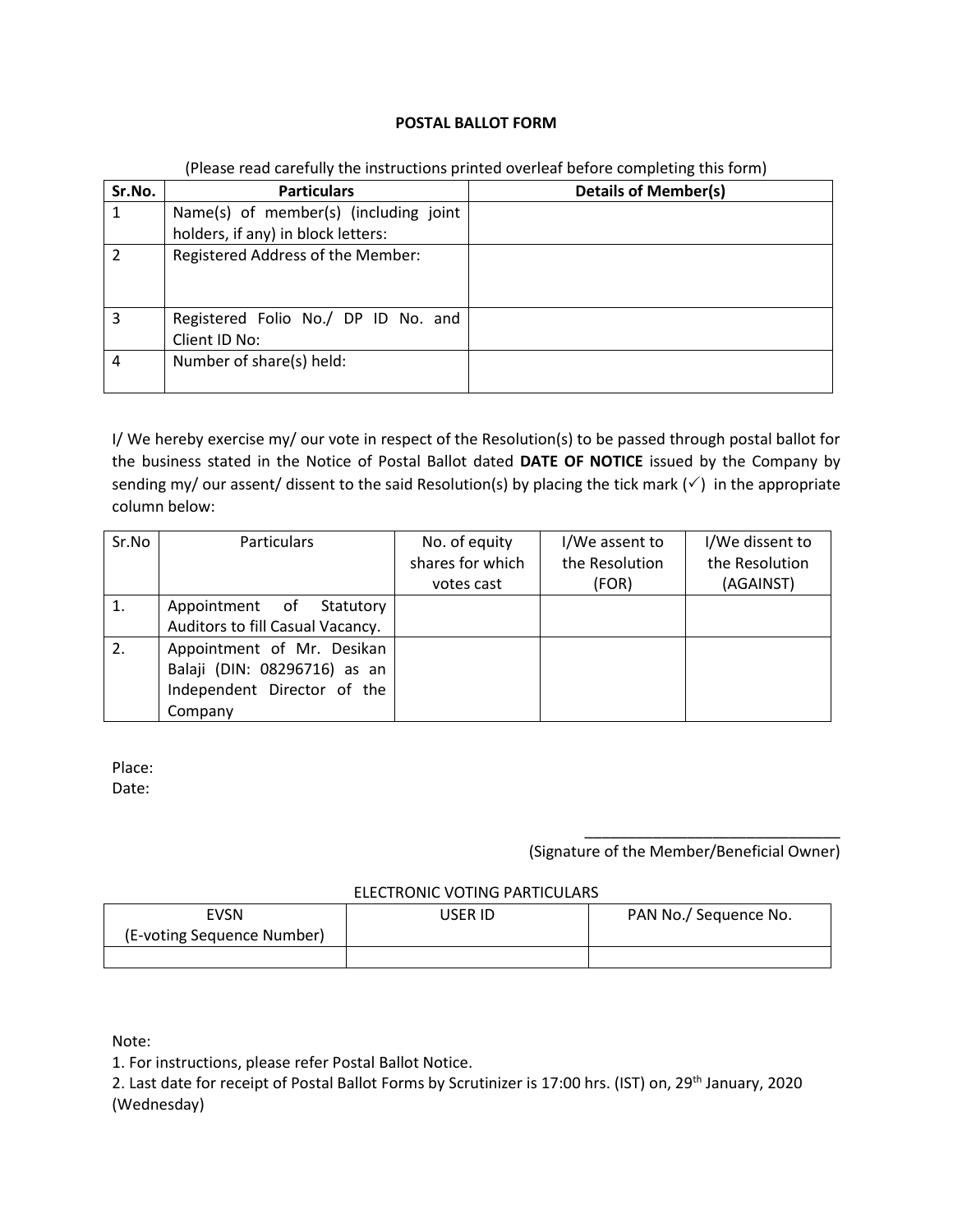# POSTAL BALLOT FORM

(Please read carefully the instructions printed overleaf before completing this form)

| Sr.No. | Particulars | Details of Member(s) |
|---|---|---|
| 1 | Name(s) of member(s) (including joint holders, if any) in block letters: | |
| 2 | Registered Address of the Member: | |
| 3 | Registered Folio No./ DP ID No. and Client ID No: | |
| 4 | Number of share(s) held: | |

I/ We hereby exercise my/ our vote in respect of the Resolution(s) to be passed through postal ballot for the business stated in the Notice of Postal Ballot dated **DATE OF NOTICE** issued by the Company by sending my/ our assent/ dissent to the said Resolution(s) by placing the tick mark (✓) in the appropriate column below:

| Sr.No | Particulars | No. of equity shares for which votes cast | I/We assent to the Resolution (FOR) | I/We dissent to the Resolution (AGAINST) |
|---|---|---|---|---|
| 1. | Appointment of Statutory Auditors to fill Casual Vacancy. | | | |
| 2. | Appointment of Mr. Desikan Balaji (DIN: 08296716) as an Independent Director of the Company | | | |

Place:
Date:

______________________________
(Signature of the Member/Beneficial Owner)

ELECTRONIC VOTING PARTICULARS

| EVSN (E-voting Sequence Number) | USER ID | PAN No./ Sequence No. |
|---|---|---|
| | | |

Note:
1. For instructions, please refer Postal Ballot Notice.
2. Last date for receipt of Postal Ballot Forms by Scrutinizer is 17:00 hrs. (IST) on, 29th January, 2020 (Wednesday)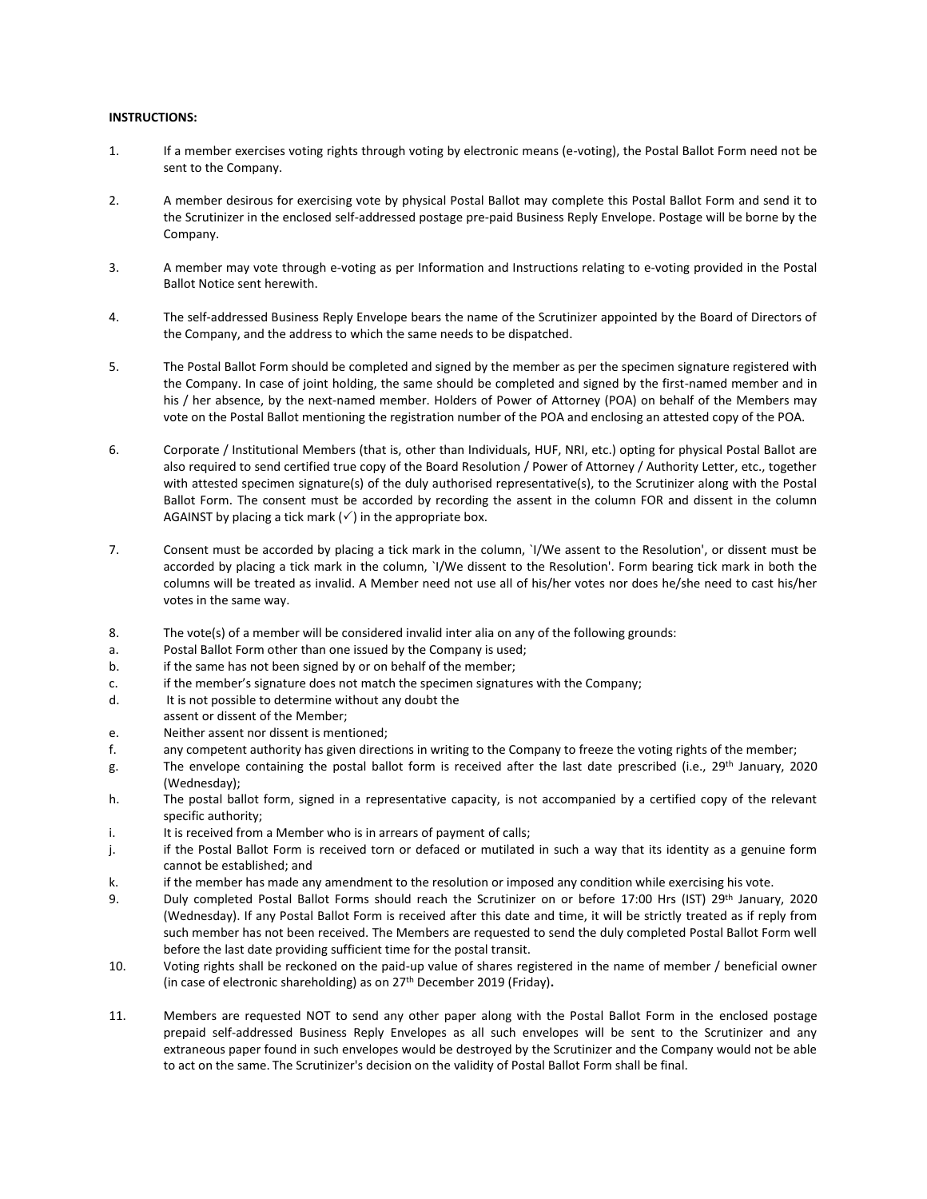**INSTRUCTIONS:**

1. If a member exercises voting rights through voting by electronic means (e-voting), the Postal Ballot Form need not be sent to the Company.

2. A member desirous for exercising vote by physical Postal Ballot may complete this Postal Ballot Form and send it to the Scrutinizer in the enclosed self-addressed postage pre-paid Business Reply Envelope. Postage will be borne by the Company.

3. A member may vote through e-voting as per Information and Instructions relating to e-voting provided in the Postal Ballot Notice sent herewith.

4. The self-addressed Business Reply Envelope bears the name of the Scrutinizer appointed by the Board of Directors of the Company, and the address to which the same needs to be dispatched.

5. The Postal Ballot Form should be completed and signed by the member as per the specimen signature registered with the Company. In case of joint holding, the same should be completed and signed by the first-named member and in his / her absence, by the next-named member. Holders of Power of Attorney (POA) on behalf of the Members may vote on the Postal Ballot mentioning the registration number of the POA and enclosing an attested copy of the POA.

6. Corporate / Institutional Members (that is, other than Individuals, HUF, NRI, etc.) opting for physical Postal Ballot are also required to send certified true copy of the Board Resolution / Power of Attorney / Authority Letter, etc., together with attested specimen signature(s) of the duly authorised representative(s), to the Scrutinizer along with the Postal Ballot Form. The consent must be accorded by recording the assent in the column FOR and dissent in the column AGAINST by placing a tick mark (✓) in the appropriate box.

7. Consent must be accorded by placing a tick mark in the column, `I/We assent to the Resolution', or dissent must be accorded by placing a tick mark in the column, `I/We dissent to the Resolution'. Form bearing tick mark in both the columns will be treated as invalid. A Member need not use all of his/her votes nor does he/she need to cast his/her votes in the same way.

8. The vote(s) of a member will be considered invalid inter alia on any of the following grounds:

a. Postal Ballot Form other than one issued by the Company is used;
b. if the same has not been signed by or on behalf of the member;
c. if the member's signature does not match the specimen signatures with the Company;
d. It is not possible to determine without any doubt the assent or dissent of the Member;
e. Neither assent nor dissent is mentioned;
f. any competent authority has given directions in writing to the Company to freeze the voting rights of the member;
g. The envelope containing the postal ballot form is received after the last date prescribed (i.e., 29th January, 2020 (Wednesday);
h. The postal ballot form, signed in a representative capacity, is not accompanied by a certified copy of the relevant specific authority;
i. It is received from a Member who is in arrears of payment of calls;
j. if the Postal Ballot Form is received torn or defaced or mutilated in such a way that its identity as a genuine form cannot be established; and
k. if the member has made any amendment to the resolution or imposed any condition while exercising his vote.

9. Duly completed Postal Ballot Forms should reach the Scrutinizer on or before 17:00 Hrs (IST) 29th January, 2020 (Wednesday). If any Postal Ballot Form is received after this date and time, it will be strictly treated as if reply from such member has not been received. The Members are requested to send the duly completed Postal Ballot Form well before the last date providing sufficient time for the postal transit.

10. Voting rights shall be reckoned on the paid-up value of shares registered in the name of member / beneficial owner (in case of electronic shareholding) as on 27th December 2019 (Friday).

11. Members are requested NOT to send any other paper along with the Postal Ballot Form in the enclosed postage prepaid self-addressed Business Reply Envelopes as all such envelopes will be sent to the Scrutinizer and any extraneous paper found in such envelopes would be destroyed by the Scrutinizer and the Company would not be able to act on the same. The Scrutinizer's decision on the validity of Postal Ballot Form shall be final.